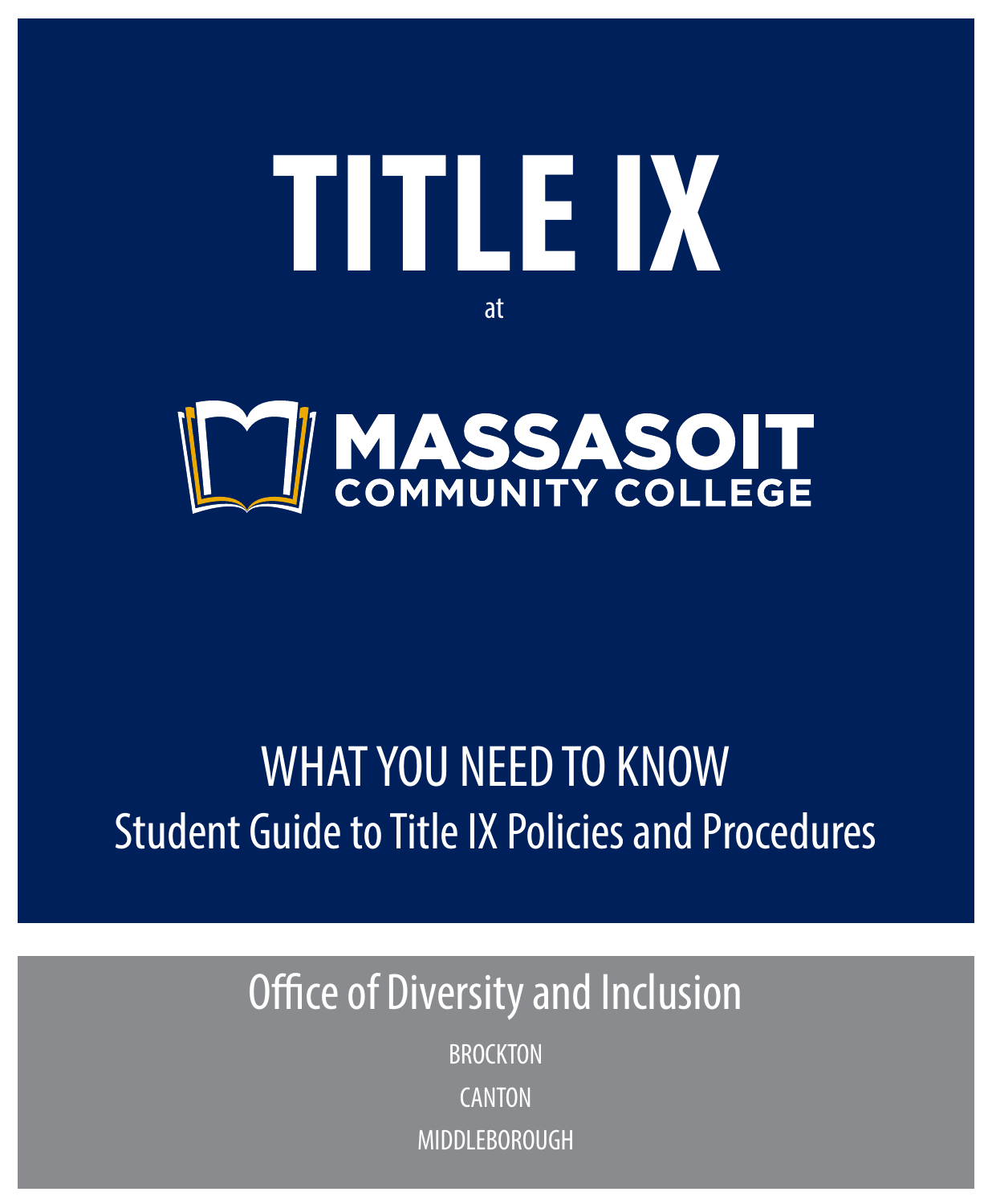# TITLE IX

at

MASSASOIT
COMMUNITY COLLEGE

## WHAT YOU NEED TO KNOW

Student Guide to Title IX Policies and Procedures

Office of Diversity and Inclusion

BROCKTON

CANTON

MIDDLEBOROUGH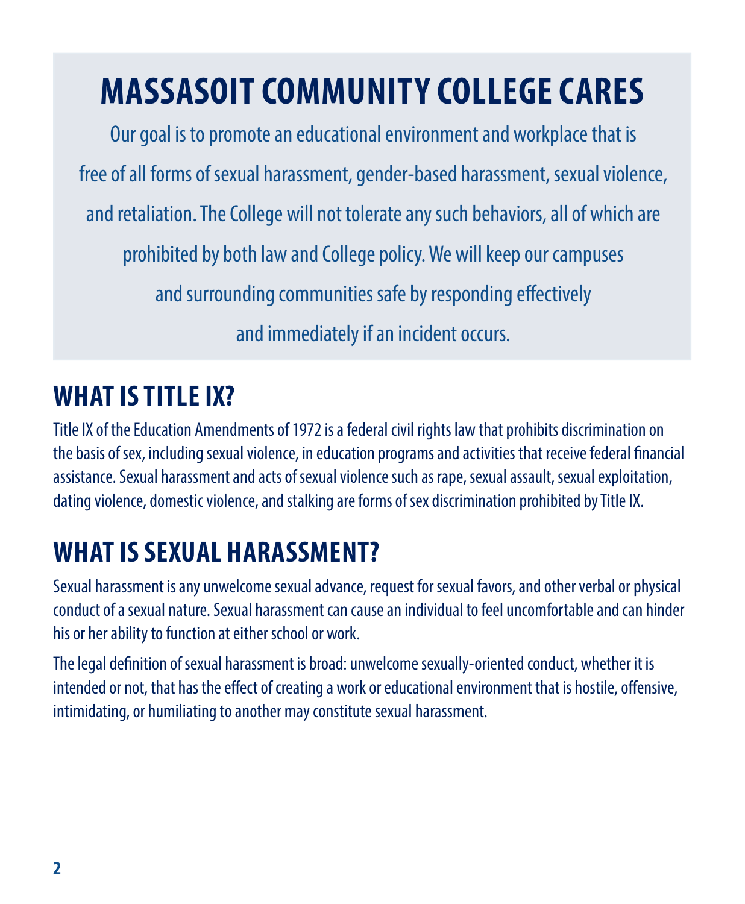# MASSASOIT COMMUNITY COLLEGE CARES

Our goal is to promote an educational environment and workplace that is free of all forms of sexual harassment, gender-based harassment, sexual violence, and retaliation. The College will not tolerate any such behaviors, all of which are prohibited by both law and College policy. We will keep our campuses and surrounding communities safe by responding effectively and immediately if an incident occurs.

## WHAT IS TITLE IX?

Title IX of the Education Amendments of 1972 is a federal civil rights law that prohibits discrimination on the basis of sex, including sexual violence, in education programs and activities that receive federal financial assistance. Sexual harassment and acts of sexual violence such as rape, sexual assault, sexual exploitation, dating violence, domestic violence, and stalking are forms of sex discrimination prohibited by Title IX.

## WHAT IS SEXUAL HARASSMENT?

Sexual harassment is any unwelcome sexual advance, request for sexual favors, and other verbal or physical conduct of a sexual nature. Sexual harassment can cause an individual to feel uncomfortable and can hinder his or her ability to function at either school or work.

The legal definition of sexual harassment is broad: unwelcome sexually-oriented conduct, whether it is intended or not, that has the effect of creating a work or educational environment that is hostile, offensive, intimidating, or humiliating to another may constitute sexual harassment.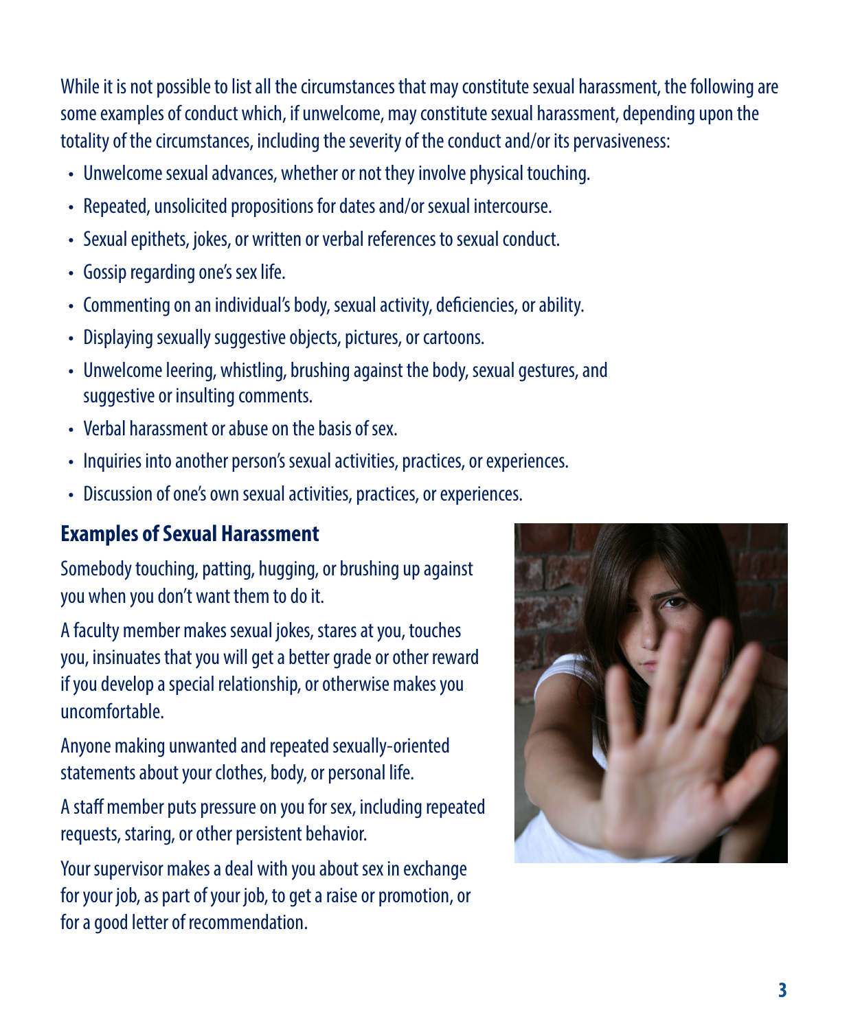While it is not possible to list all the circumstances that may constitute sexual harassment, the following are some examples of conduct which, if unwelcome, may constitute sexual harassment, depending upon the totality of the circumstances, including the severity of the conduct and/or its pervasiveness:

- Unwelcome sexual advances, whether or not they involve physical touching.
- Repeated, unsolicited propositions for dates and/or sexual intercourse.
- Sexual epithets, jokes, or written or verbal references to sexual conduct.
- Gossip regarding one's sex life.
- Commenting on an individual's body, sexual activity, deficiencies, or ability.
- Displaying sexually suggestive objects, pictures, or cartoons.
- Unwelcome leering, whistling, brushing against the body, sexual gestures, and suggestive or insulting comments.
- Verbal harassment or abuse on the basis of sex.
- Inquiries into another person's sexual activities, practices, or experiences.
- Discussion of one's own sexual activities, practices, or experiences.

## Examples of Sexual Harassment

Somebody touching, patting, hugging, or brushing up against you when you don't want them to do it.

A faculty member makes sexual jokes, stares at you, touches you, insinuates that you will get a better grade or other reward if you develop a special relationship, or otherwise makes you uncomfortable.

Anyone making unwanted and repeated sexually-oriented statements about your clothes, body, or personal life.

A staff member puts pressure on you for sex, including repeated requests, staring, or other persistent behavior.

Your supervisor makes a deal with you about sex in exchange for your job, as part of your job, to get a raise or promotion, or for a good letter of recommendation.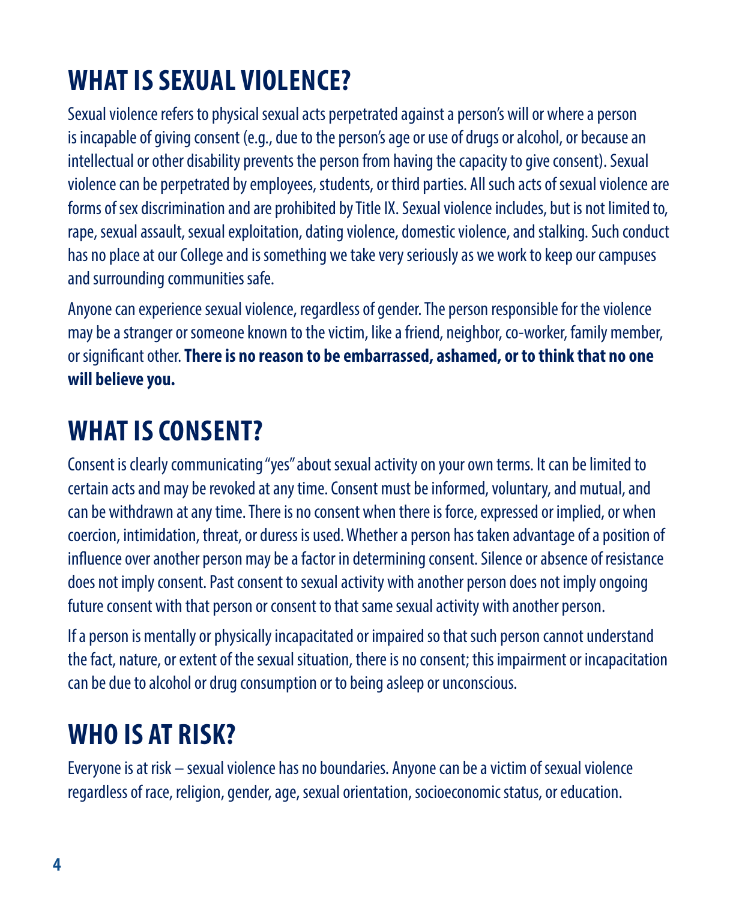## WHAT IS SEXUAL VIOLENCE?

Sexual violence refers to physical sexual acts perpetrated against a person's will or where a person is incapable of giving consent (e.g., due to the person's age or use of drugs or alcohol, or because an intellectual or other disability prevents the person from having the capacity to give consent). Sexual violence can be perpetrated by employees, students, or third parties. All such acts of sexual violence are forms of sex discrimination and are prohibited by Title IX. Sexual violence includes, but is not limited to, rape, sexual assault, sexual exploitation, dating violence, domestic violence, and stalking. Such conduct has no place at our College and is something we take very seriously as we work to keep our campuses and surrounding communities safe.

Anyone can experience sexual violence, regardless of gender. The person responsible for the violence may be a stranger or someone known to the victim, like a friend, neighbor, co-worker, family member, or significant other. **There is no reason to be embarrassed, ashamed, or to think that no one will believe you.**

## WHAT IS CONSENT?

Consent is clearly communicating "yes" about sexual activity on your own terms. It can be limited to certain acts and may be revoked at any time. Consent must be informed, voluntary, and mutual, and can be withdrawn at any time. There is no consent when there is force, expressed or implied, or when coercion, intimidation, threat, or duress is used. Whether a person has taken advantage of a position of influence over another person may be a factor in determining consent. Silence or absence of resistance does not imply consent. Past consent to sexual activity with another person does not imply ongoing future consent with that person or consent to that same sexual activity with another person.

If a person is mentally or physically incapacitated or impaired so that such person cannot understand the fact, nature, or extent of the sexual situation, there is no consent; this impairment or incapacitation can be due to alcohol or drug consumption or to being asleep or unconscious.

## WHO IS AT RISK?

Everyone is at risk – sexual violence has no boundaries. Anyone can be a victim of sexual violence regardless of race, religion, gender, age, sexual orientation, socioeconomic status, or education.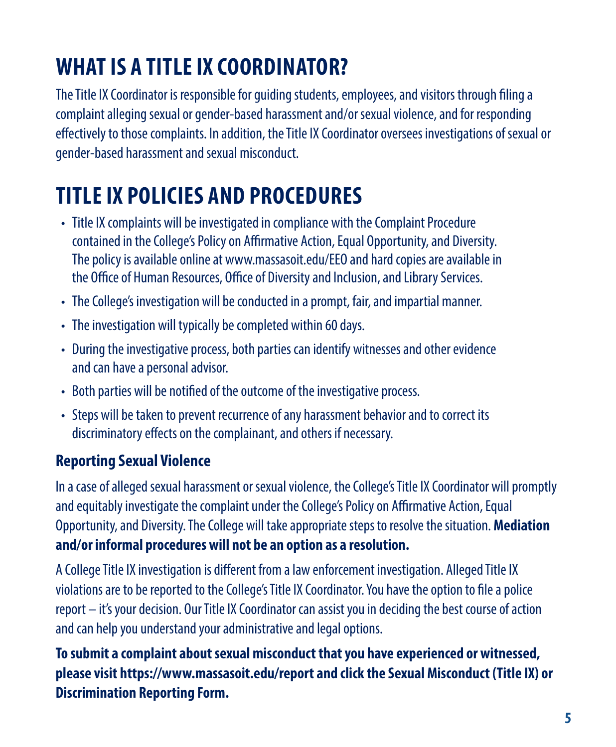# WHAT IS A TITLE IX COORDINATOR?

The Title IX Coordinator is responsible for guiding students, employees, and visitors through filing a complaint alleging sexual or gender-based harassment and/or sexual violence, and for responding effectively to those complaints. In addition, the Title IX Coordinator oversees investigations of sexual or gender-based harassment and sexual misconduct.

# TITLE IX POLICIES AND PROCEDURES

- Title IX complaints will be investigated in compliance with the Complaint Procedure contained in the College's Policy on Affirmative Action, Equal Opportunity, and Diversity. The policy is available online at www.massasoit.edu/EEO and hard copies are available in the Office of Human Resources, Office of Diversity and Inclusion, and Library Services.
- The College's investigation will be conducted in a prompt, fair, and impartial manner.
- The investigation will typically be completed within 60 days.
- During the investigative process, both parties can identify witnesses and other evidence and can have a personal advisor.
- Both parties will be notified of the outcome of the investigative process.
- Steps will be taken to prevent recurrence of any harassment behavior and to correct its discriminatory effects on the complainant, and others if necessary.

## Reporting Sexual Violence

In a case of alleged sexual harassment or sexual violence, the College's Title IX Coordinator will promptly and equitably investigate the complaint under the College's Policy on Affirmative Action, Equal Opportunity, and Diversity. The College will take appropriate steps to resolve the situation. **Mediation and/or informal procedures will not be an option as a resolution.**

A College Title IX investigation is different from a law enforcement investigation. Alleged Title IX violations are to be reported to the College's Title IX Coordinator. You have the option to file a police report – it's your decision. Our Title IX Coordinator can assist you in deciding the best course of action and can help you understand your administrative and legal options.

**To submit a complaint about sexual misconduct that you have experienced or witnessed, please visit https://www.massasoit.edu/report and click the Sexual Misconduct (Title IX) or Discrimination Reporting Form.**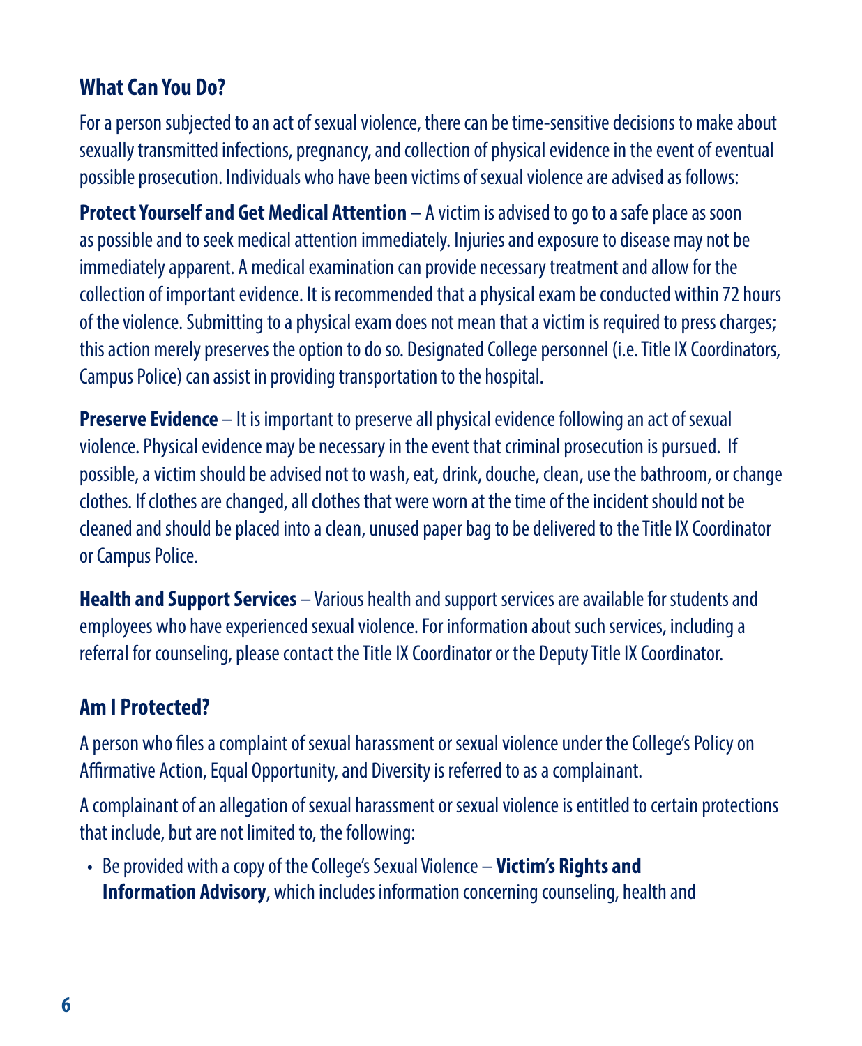## What Can You Do?

For a person subjected to an act of sexual violence, there can be time-sensitive decisions to make about sexually transmitted infections, pregnancy, and collection of physical evidence in the event of eventual possible prosecution. Individuals who have been victims of sexual violence are advised as follows:

**Protect Yourself and Get Medical Attention** – A victim is advised to go to a safe place as soon as possible and to seek medical attention immediately. Injuries and exposure to disease may not be immediately apparent. A medical examination can provide necessary treatment and allow for the collection of important evidence. It is recommended that a physical exam be conducted within 72 hours of the violence. Submitting to a physical exam does not mean that a victim is required to press charges; this action merely preserves the option to do so. Designated College personnel (i.e. Title IX Coordinators, Campus Police) can assist in providing transportation to the hospital.

**Preserve Evidence** – It is important to preserve all physical evidence following an act of sexual violence. Physical evidence may be necessary in the event that criminal prosecution is pursued. If possible, a victim should be advised not to wash, eat, drink, douche, clean, use the bathroom, or change clothes. If clothes are changed, all clothes that were worn at the time of the incident should not be cleaned and should be placed into a clean, unused paper bag to be delivered to the Title IX Coordinator or Campus Police.

**Health and Support Services** – Various health and support services are available for students and employees who have experienced sexual violence. For information about such services, including a referral for counseling, please contact the Title IX Coordinator or the Deputy Title IX Coordinator.

## Am I Protected?

A person who files a complaint of sexual harassment or sexual violence under the College's Policy on Affirmative Action, Equal Opportunity, and Diversity is referred to as a complainant.

A complainant of an allegation of sexual harassment or sexual violence is entitled to certain protections that include, but are not limited to, the following:

- Be provided with a copy of the College's Sexual Violence – **Victim's Rights and Information Advisory**, which includes information concerning counseling, health and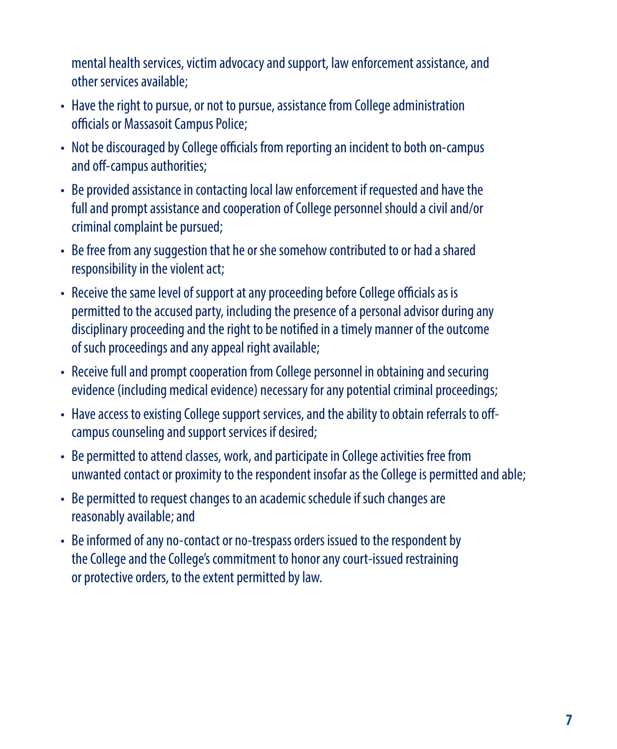mental health services, victim advocacy and support, law enforcement assistance, and other services available;

- Have the right to pursue, or not to pursue, assistance from College administration officials or Massasoit Campus Police;
- Not be discouraged by College officials from reporting an incident to both on-campus and off-campus authorities;
- Be provided assistance in contacting local law enforcement if requested and have the full and prompt assistance and cooperation of College personnel should a civil and/or criminal complaint be pursued;
- Be free from any suggestion that he or she somehow contributed to or had a shared responsibility in the violent act;
- Receive the same level of support at any proceeding before College officials as is permitted to the accused party, including the presence of a personal advisor during any disciplinary proceeding and the right to be notified in a timely manner of the outcome of such proceedings and any appeal right available;
- Receive full and prompt cooperation from College personnel in obtaining and securing evidence (including medical evidence) necessary for any potential criminal proceedings;
- Have access to existing College support services, and the ability to obtain referrals to off-campus counseling and support services if desired;
- Be permitted to attend classes, work, and participate in College activities free from unwanted contact or proximity to the respondent insofar as the College is permitted and able;
- Be permitted to request changes to an academic schedule if such changes are reasonably available; and
- Be informed of any no-contact or no-trespass orders issued to the respondent by the College and the College's commitment to honor any court-issued restraining or protective orders, to the extent permitted by law.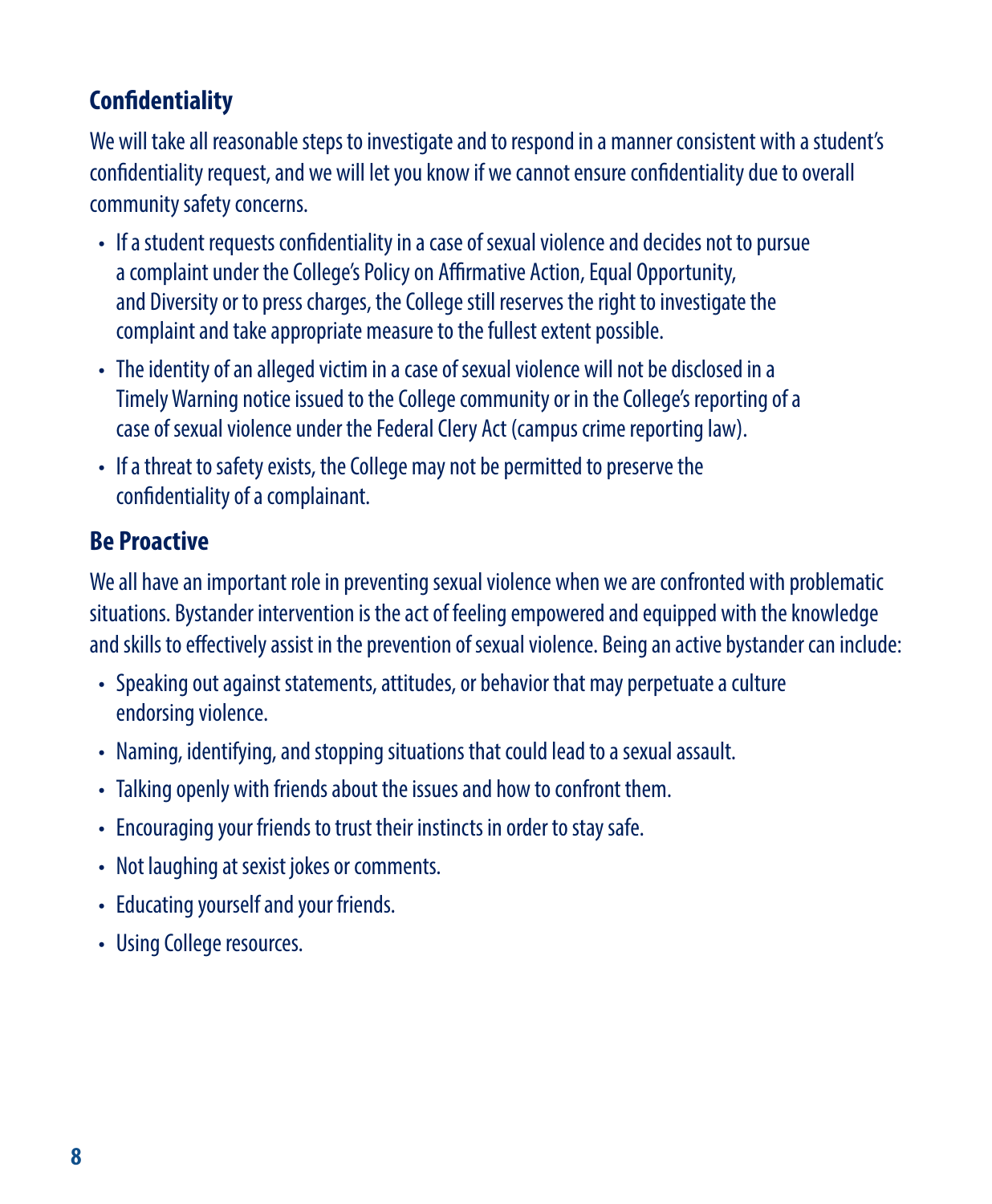## Confidentiality

We will take all reasonable steps to investigate and to respond in a manner consistent with a student's confidentiality request, and we will let you know if we cannot ensure confidentiality due to overall community safety concerns.

- If a student requests confidentiality in a case of sexual violence and decides not to pursue a complaint under the College's Policy on Affirmative Action, Equal Opportunity, and Diversity or to press charges, the College still reserves the right to investigate the complaint and take appropriate measure to the fullest extent possible.
- The identity of an alleged victim in a case of sexual violence will not be disclosed in a Timely Warning notice issued to the College community or in the College's reporting of a case of sexual violence under the Federal Clery Act (campus crime reporting law).
- If a threat to safety exists, the College may not be permitted to preserve the confidentiality of a complainant.

## Be Proactive

We all have an important role in preventing sexual violence when we are confronted with problematic situations. Bystander intervention is the act of feeling empowered and equipped with the knowledge and skills to effectively assist in the prevention of sexual violence. Being an active bystander can include:

- Speaking out against statements, attitudes, or behavior that may perpetuate a culture endorsing violence.
- Naming, identifying, and stopping situations that could lead to a sexual assault.
- Talking openly with friends about the issues and how to confront them.
- Encouraging your friends to trust their instincts in order to stay safe.
- Not laughing at sexist jokes or comments.
- Educating yourself and your friends.
- Using College resources.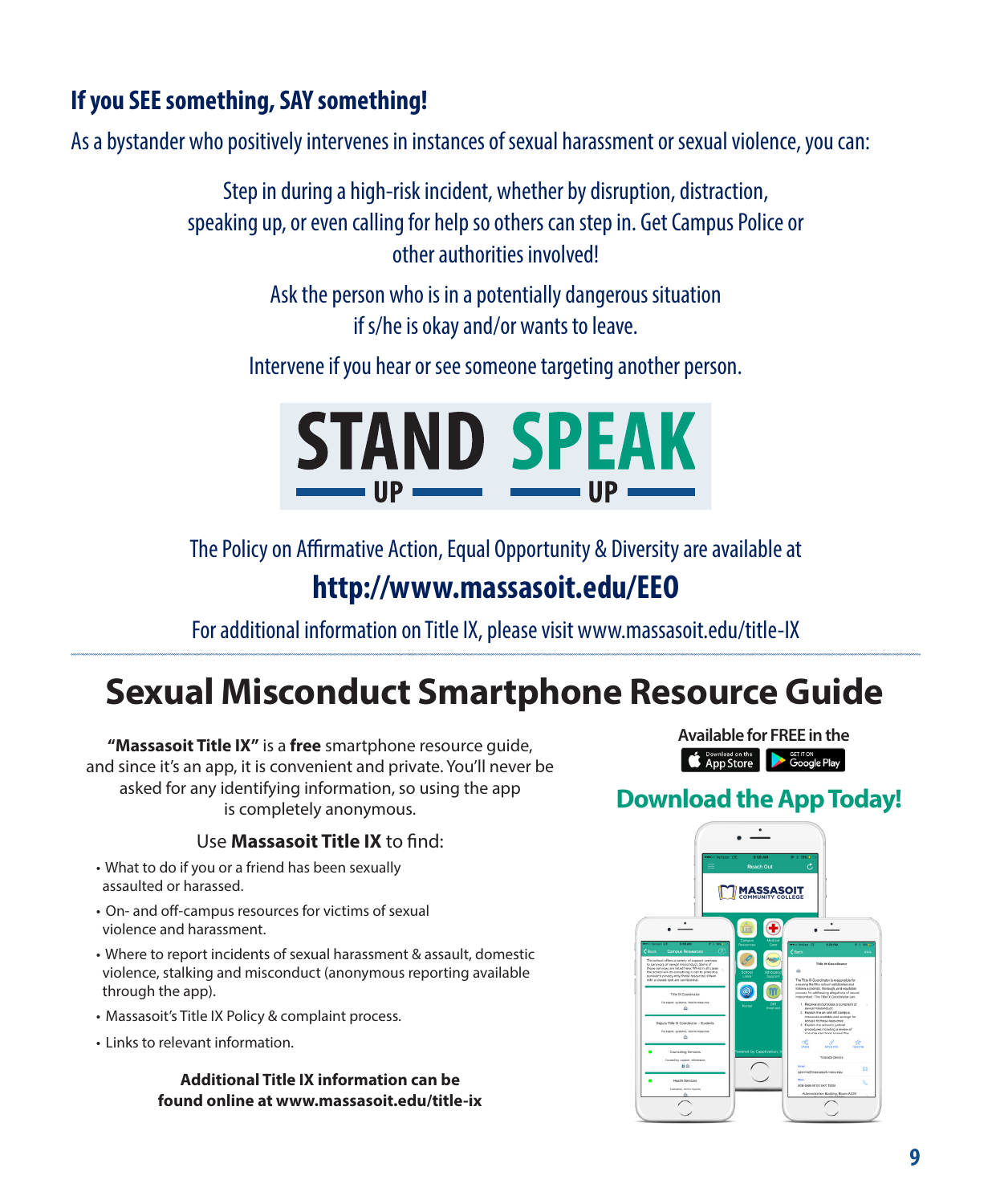## If you SEE something, SAY something!

As a bystander who positively intervenes in instances of sexual harassment or sexual violence, you can:

Step in during a high-risk incident, whether by disruption, distraction, speaking up, or even calling for help so others can step in. Get Campus Police or other authorities involved!

Ask the person who is in a potentially dangerous situation if s/he is okay and/or wants to leave.

Intervene if you hear or see someone targeting another person.

**STAND UP SPEAK UP**

The Policy on Affirmative Action, Equal Opportunity & Diversity are available at

**http://www.massasoit.edu/EEO**

For additional information on Title IX, please visit www.massasoit.edu/title-IX

# Sexual Misconduct Smartphone Resource Guide

**"Massasoit Title IX"** is a **free** smartphone resource guide, and since it's an app, it is convenient and private. You'll never be asked for any identifying information, so using the app is completely anonymous.

Use **Massasoit Title IX** to find:

- What to do if you or a friend has been sexually assaulted or harassed.
- On- and off-campus resources for victims of sexual violence and harassment.
- Where to report incidents of sexual harassment & assault, domestic violence, stalking and misconduct (anonymous reporting available through the app).
- Massasoit's Title IX Policy & complaint process.
- Links to relevant information.

**Additional Title IX information can be found online at www.massasoit.edu/title-ix**

**Available for FREE in the** App Store | Google Play

## Download the App Today!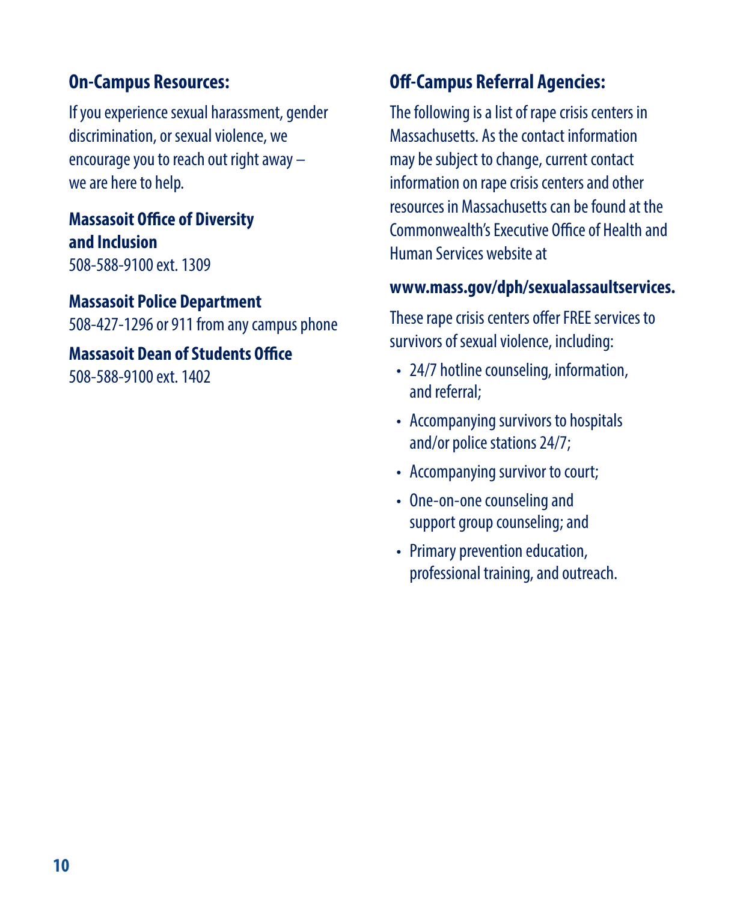## On-Campus Resources:

If you experience sexual harassment, gender discrimination, or sexual violence, we encourage you to reach out right away – we are here to help.

**Massasoit Office of Diversity and Inclusion**
508-588-9100 ext. 1309

**Massasoit Police Department**
508-427-1296 or 911 from any campus phone

**Massasoit Dean of Students Office**
508-588-9100 ext. 1402

## Off-Campus Referral Agencies:

The following is a list of rape crisis centers in Massachusetts. As the contact information may be subject to change, current contact information on rape crisis centers and other resources in Massachusetts can be found at the Commonwealth's Executive Office of Health and Human Services website at

**www.mass.gov/dph/sexualassaultservices.**

These rape crisis centers offer FREE services to survivors of sexual violence, including:

- 24/7 hotline counseling, information, and referral;
- Accompanying survivors to hospitals and/or police stations 24/7;
- Accompanying survivor to court;
- One-on-one counseling and support group counseling; and
- Primary prevention education, professional training, and outreach.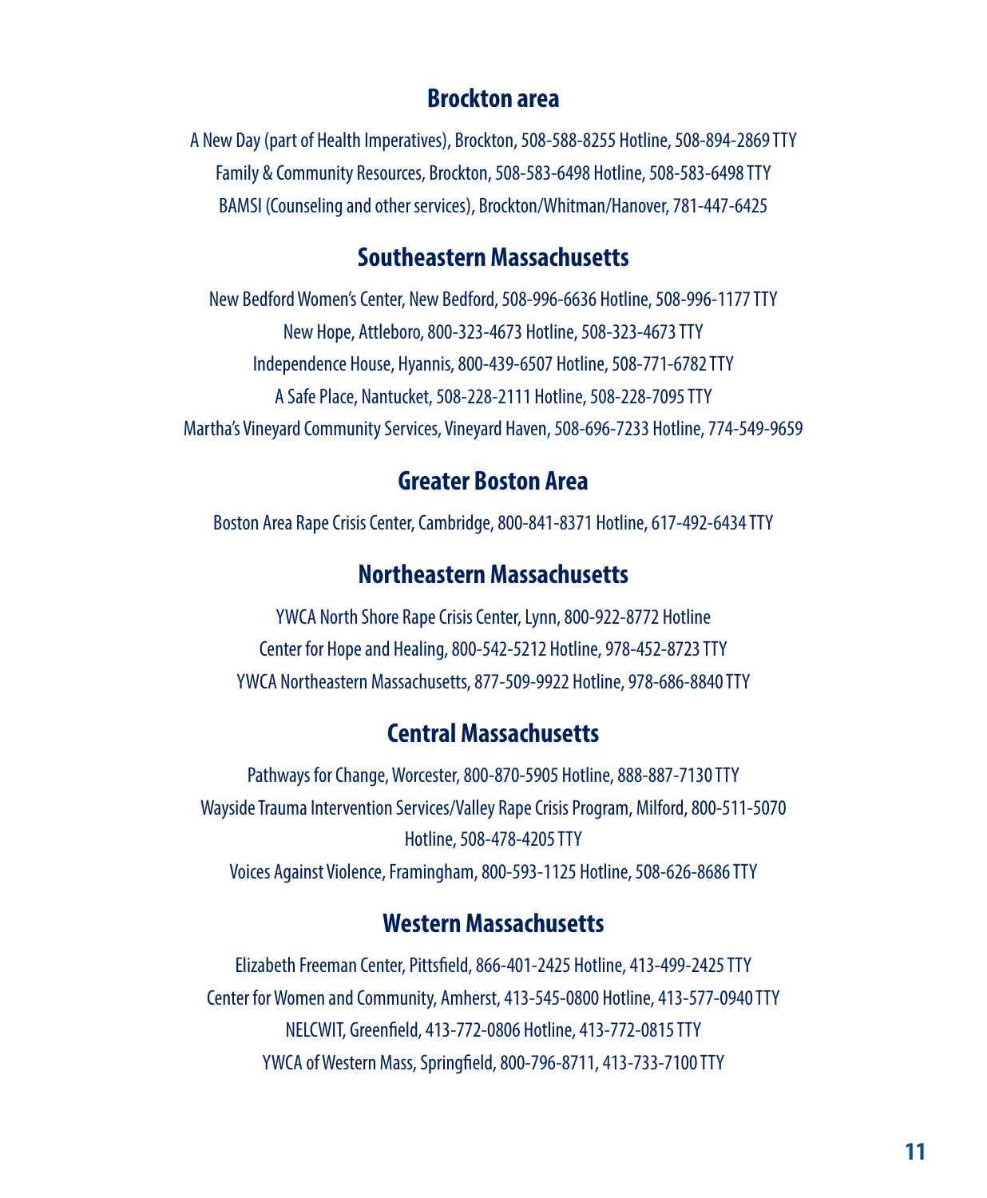## Brockton area

A New Day (part of Health Imperatives), Brockton, 508-588-8255 Hotline, 508-894-2869 TTY

Family & Community Resources, Brockton, 508-583-6498 Hotline, 508-583-6498 TTY

BAMSI (Counseling and other services), Brockton/Whitman/Hanover, 781-447-6425

## Southeastern Massachusetts

New Bedford Women's Center, New Bedford, 508-996-6636 Hotline, 508-996-1177 TTY

New Hope, Attleboro, 800-323-4673 Hotline, 508-323-4673 TTY

Independence House, Hyannis, 800-439-6507 Hotline, 508-771-6782 TTY

A Safe Place, Nantucket, 508-228-2111 Hotline, 508-228-7095 TTY

Martha's Vineyard Community Services, Vineyard Haven, 508-696-7233 Hotline, 774-549-9659

## Greater Boston Area

Boston Area Rape Crisis Center, Cambridge, 800-841-8371 Hotline, 617-492-6434 TTY

## Northeastern Massachusetts

YWCA North Shore Rape Crisis Center, Lynn, 800-922-8772 Hotline

Center for Hope and Healing, 800-542-5212 Hotline, 978-452-8723 TTY

YWCA Northeastern Massachusetts, 877-509-9922 Hotline, 978-686-8840 TTY

## Central Massachusetts

Pathways for Change, Worcester, 800-870-5905 Hotline, 888-887-7130 TTY

Wayside Trauma Intervention Services/Valley Rape Crisis Program, Milford, 800-511-5070 Hotline, 508-478-4205 TTY

Voices Against Violence, Framingham, 800-593-1125 Hotline, 508-626-8686 TTY

## Western Massachusetts

Elizabeth Freeman Center, Pittsfield, 866-401-2425 Hotline, 413-499-2425 TTY

Center for Women and Community, Amherst, 413-545-0800 Hotline, 413-577-0940 TTY

NELCWIT, Greenfield, 413-772-0806 Hotline, 413-772-0815 TTY

YWCA of Western Mass, Springfield, 800-796-8711, 413-733-7100 TTY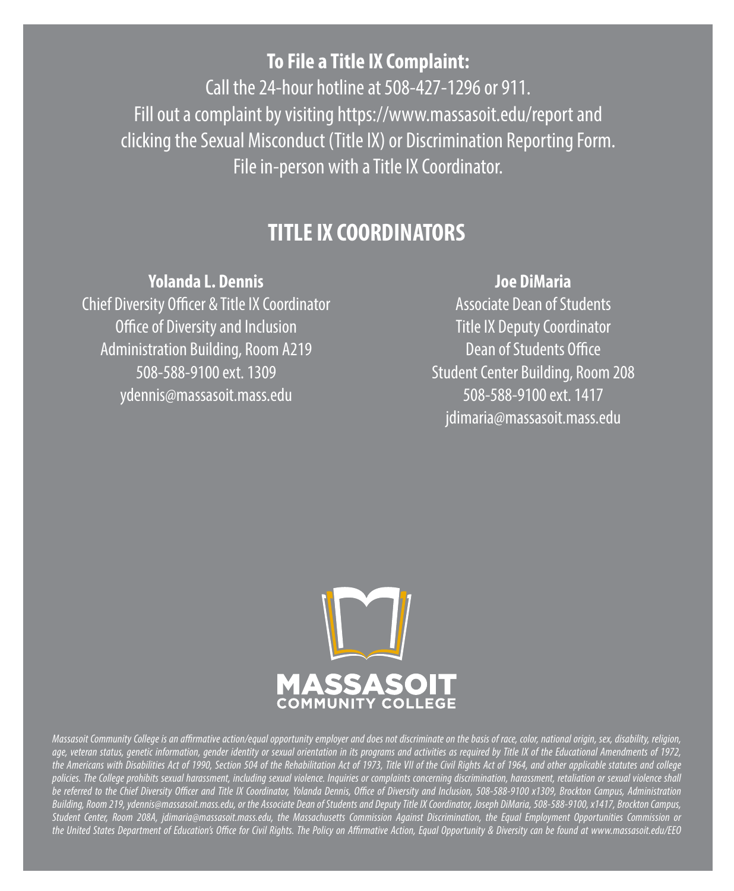**To File a Title IX Complaint:**

Call the 24-hour hotline at 508-427-1296 or 911.
Fill out a complaint by visiting https://www.massasoit.edu/report and clicking the Sexual Misconduct (Title IX) or Discrimination Reporting Form.
File in-person with a Title IX Coordinator.

## TITLE IX COORDINATORS

**Yolanda L. Dennis**
Chief Diversity Officer & Title IX Coordinator
Office of Diversity and Inclusion
Administration Building, Room A219
508-588-9100 ext. 1309
ydennis@massasoit.mass.edu

**Joe DiMaria**
Associate Dean of Students
Title IX Deputy Coordinator
Dean of Students Office
Student Center Building, Room 208
508-588-9100 ext. 1417
jdimaria@massasoit.mass.edu

MASSASOIT
COMMUNITY COLLEGE

*Massasoit Community College is an affirmative action/equal opportunity employer and does not discriminate on the basis of race, color, national origin, sex, disability, religion, age, veteran status, genetic information, gender identity or sexual orientation in its programs and activities as required by Title IX of the Educational Amendments of 1972, the Americans with Disabilities Act of 1990, Section 504 of the Rehabilitation Act of 1973, Title VII of the Civil Rights Act of 1964, and other applicable statutes and college policies. The College prohibits sexual harassment, including sexual violence. Inquiries or complaints concerning discrimination, harassment, retaliation or sexual violence shall be referred to the Chief Diversity Officer and Title IX Coordinator, Yolanda Dennis, Office of Diversity and Inclusion, 508-588-9100 x1309, Brockton Campus, Administration Building, Room 219, ydennis@massasoit.mass.edu, or the Associate Dean of Students and Deputy Title IX Coordinator, Joseph DiMaria, 508-588-9100, x1417, Brockton Campus, Student Center, Room 208A, jdimaria@massasoit.mass.edu, the Massachusetts Commission Against Discrimination, the Equal Employment Opportunities Commission or the United States Department of Education's Office for Civil Rights. The Policy on Affirmative Action, Equal Opportunity & Diversity can be found at www.massasoit.edu/EEO*